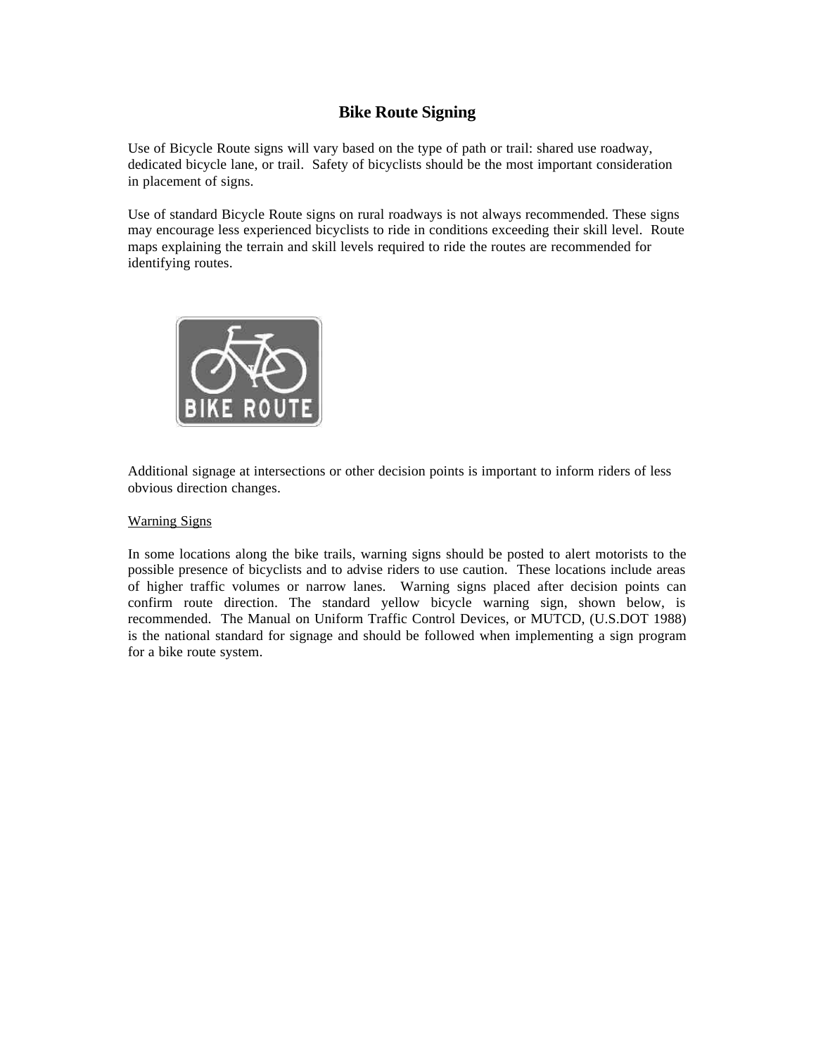# Bike Route Signing

Use of Bicycle Route signs will vary based on the type of path or trail: shared use roadway, dedicated bicycle lane, or trail. Safety of bicyclists should be the most important consideration in placement of signs.

Use of standard Bicycle Route signs on rural roadways is not always recommended. These signs may encourage less experienced bicyclists to ride in conditions exceeding their skill level. Route maps explaining the terrain and skill levels required to ride the routes are recommended for identifying routes.

Additional signage at intersections or other decision points is important to inform riders of less obvious direction changes.

<u>Warning Signs</u>

In some locations along the bike trails, warning signs should be posted to alert motorists to the possible presence of bicyclists and to advise riders to use caution. These locations include areas of higher traffic volumes or narrow lanes. Warning signs placed after decision points can confirm route direction. The standard yellow bicycle warning sign, shown below, is recommended. The Manual on Uniform Traffic Control Devices, or MUTCD, (U.S.DOT 1988) is the national standard for signage and should be followed when implementing a sign program for a bike route system.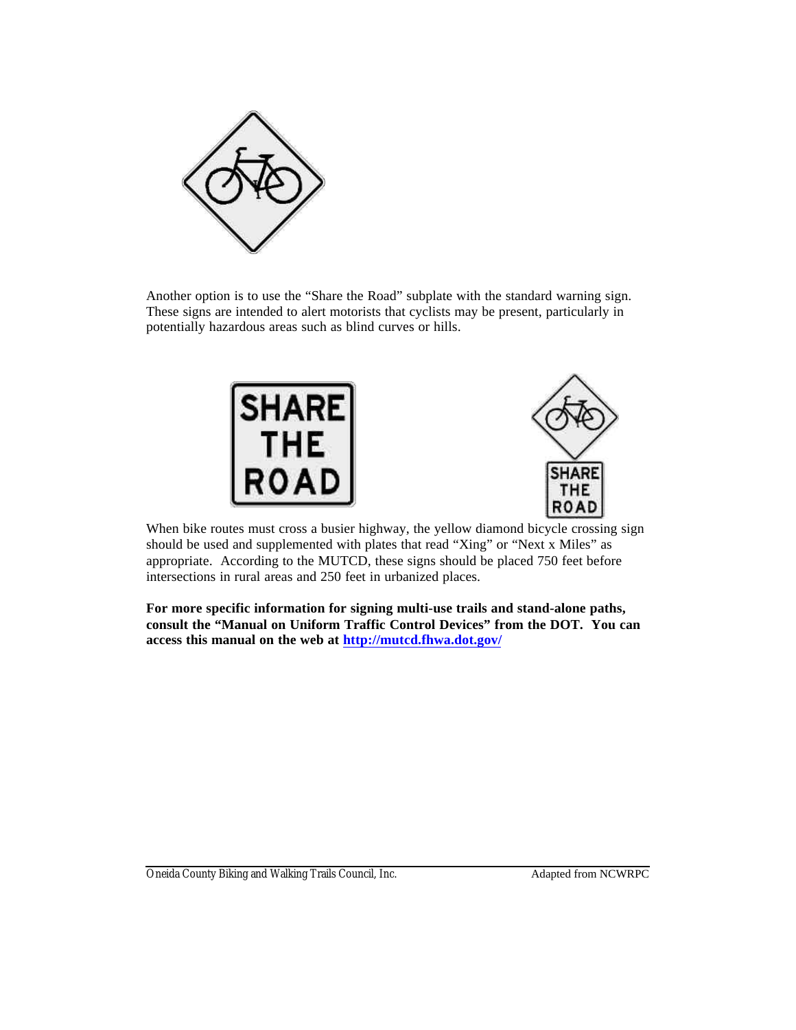Another option is to use the “Share the Road” subplate with the standard warning sign. These signs are intended to alert motorists that cyclists may be present, particularly in potentially hazardous areas such as blind curves or hills.

When bike routes must cross a busier highway, the yellow diamond bicycle crossing sign should be used and supplemented with plates that read “Xing” or “Next x Miles” as appropriate. According to the MUTCD, these signs should be placed 750 feet before intersections in rural areas and 250 feet in urbanized places.

**For more specific information for signing multi-use trails and stand-alone paths, consult the “Manual on Uniform Traffic Control Devices” from the DOT. You can access this manual on the web at http://mutcd.fhwa.dot.gov/**